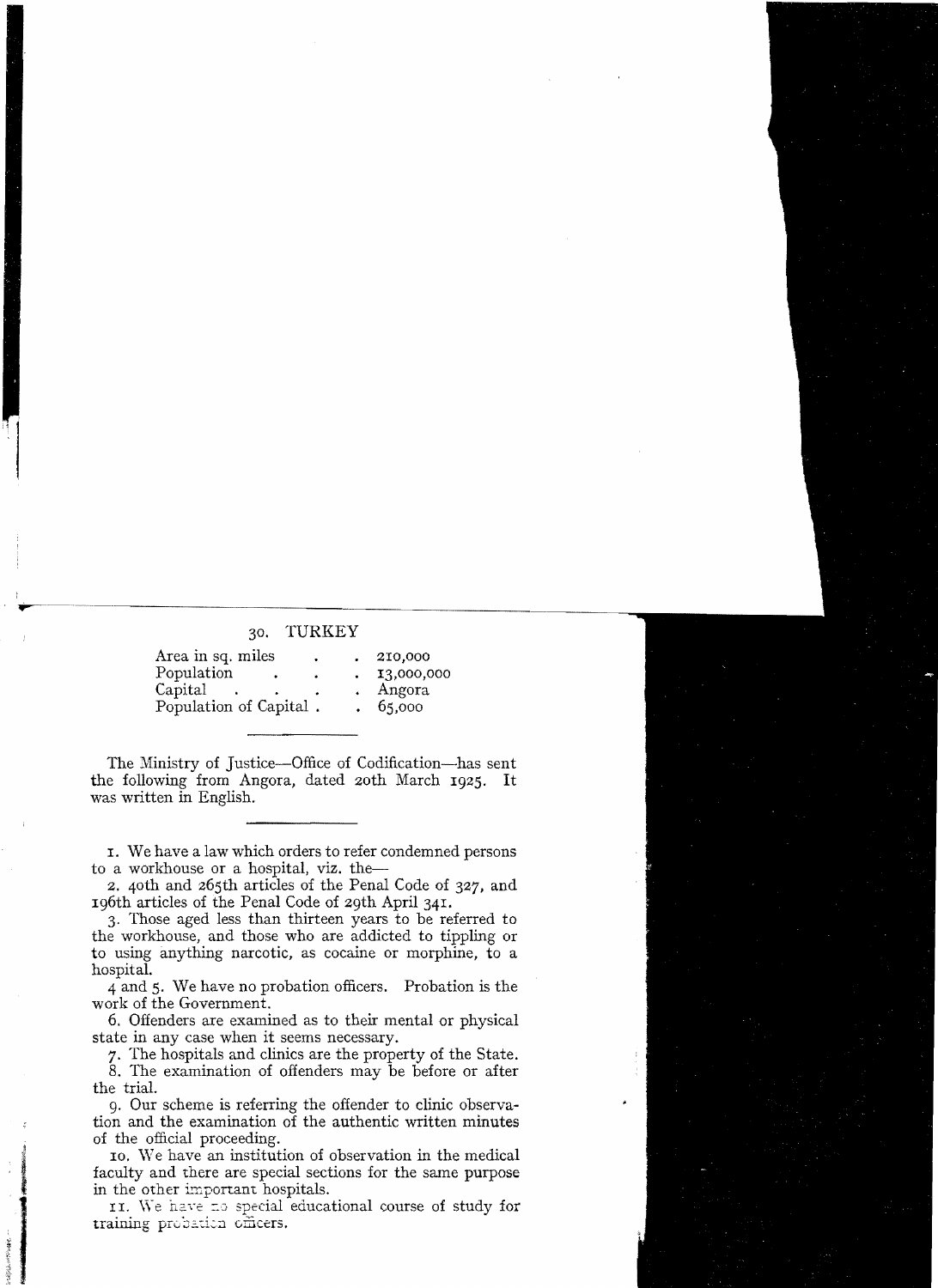## 30. TURKEY

| | |
|---|---|
| Area in sq. miles . . . | 210,000 |
| Population . . . | 13,000,000 |
| Capital . . . . | Angora |
| Population of Capital . | 65,000 |

The Ministry of Justice—Office of Codification—has sent the following from Angora, dated 20th March 1925. It was written in English.

1. We have a law which orders to refer condemned persons to a workhouse or a hospital, viz. the—

2. 40th and 265th articles of the Penal Code of 327, and 196th articles of the Penal Code of 29th April 341.

3. Those aged less than thirteen years to be referred to the workhouse, and those who are addicted to tippling or to using anything narcotic, as cocaine or morphine, to a hospital.

4 and 5. We have no probation officers. Probation is the work of the Government.

6. Offenders are examined as to their mental or physical state in any case when it seems necessary.

7. The hospitals and clinics are the property of the State.

8. The examination of offenders may be before or after the trial.

9. Our scheme is referring the offender to clinic observation and the examination of the authentic written minutes of the official proceeding.

10. We have an institution of observation in the medical faculty and there are special sections for the same purpose in the other important hospitals.

11. We have no special educational course of study for training probation officers.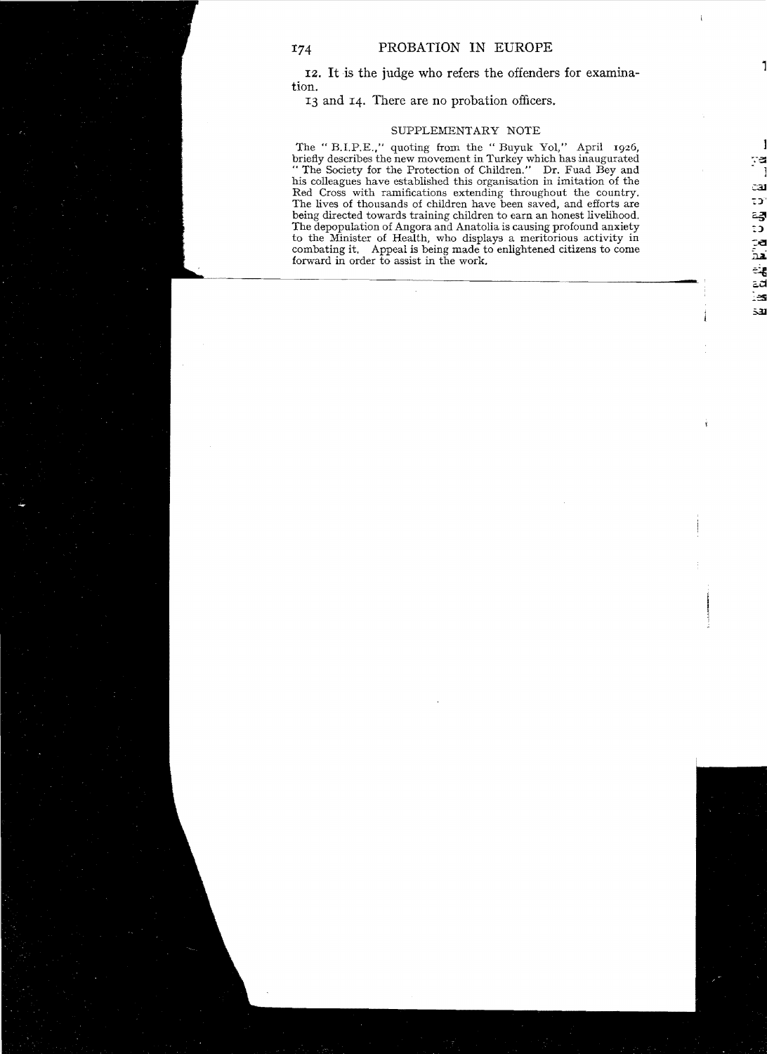12. It is the judge who refers the offenders for examination.

13 and 14. There are no probation officers.

## SUPPLEMENTARY NOTE

The " B.I.P.E.," quoting from the " Buyuk Yol," April 1926, briefly describes the new movement in Turkey which has inaugurated " The Society for the Protection of Children." Dr. Fuad Bey and his colleagues have established this organisation in imitation of the Red Cross with ramifications extending throughout the country. The lives of thousands of children have been saved, and efforts are being directed towards training children to earn an honest livelihood. The depopulation of Angora and Anatolia is causing profound anxiety to the Minister of Health, who displays a meritorious activity in combating it. Appeal is being made to enlightened citizens to come forward in order to assist in the work.